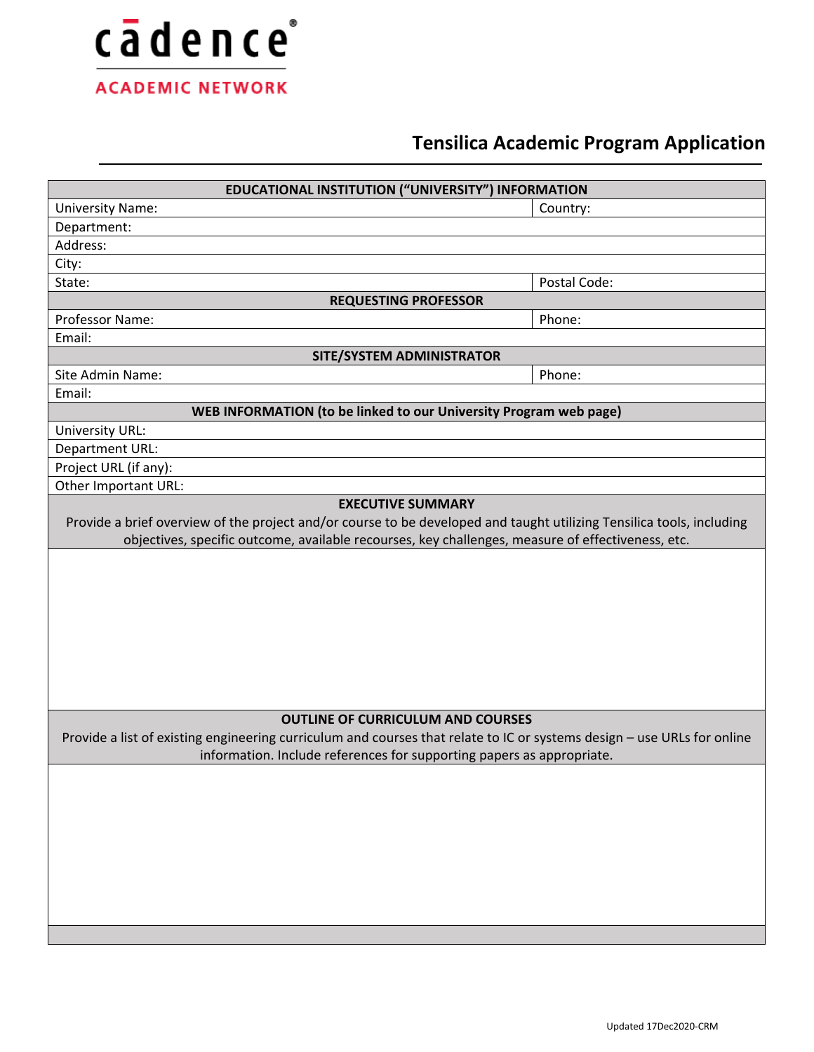cādence®

ACADEMIC NETWORK

# Tensilica Academic Program Application

| EDUCATIONAL INSTITUTION ("UNIVERSITY") INFORMATION | |
|---|---|
| University Name: | Country: |
| Department: | |
| Address: | |
| City: | |
| State: | Postal Code: |
| **REQUESTING PROFESSOR** | |
| Professor Name: | Phone: |
| Email: | |
| **SITE/SYSTEM ADMINISTRATOR** | |
| Site Admin Name: | Phone: |
| Email: | |
| **WEB INFORMATION (to be linked to our University Program web page)** | |
| University URL: | |
| Department URL: | |
| Project URL (if any): | |
| Other Important URL: | |

**EXECUTIVE SUMMARY**

Provide a brief overview of the project and/or course to be developed and taught utilizing Tensilica tools, including objectives, specific outcome, available recourses, key challenges, measure of effectiveness, etc.

**OUTLINE OF CURRICULUM AND COURSES**

Provide a list of existing engineering curriculum and courses that relate to IC or systems design – use URLs for online information. Include references for supporting papers as appropriate.

Updated 17Dec2020-CRM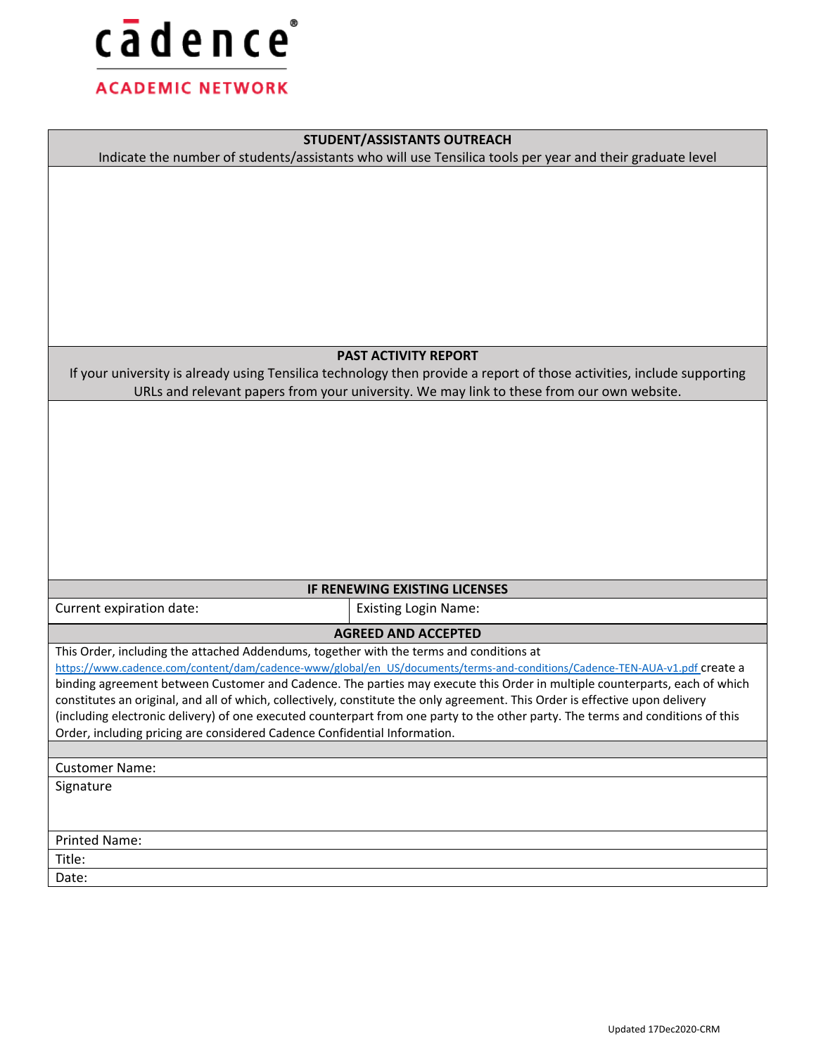cādence®

ACADEMIC NETWORK

| STUDENT/ASSISTANTS OUTREACH<br>Indicate the number of students/assistants who will use Tensilica tools per year and their graduate level |
|---|
| |

| PAST ACTIVITY REPORT<br>If your university is already using Tensilica technology then provide a report of those activities, include supporting URLs and relevant papers from your university. We may link to these from our own website. |
|---|
| |

| IF RENEWING EXISTING LICENSES | |
|---|---|
| Current expiration date: | Existing Login Name: |

| AGREED AND ACCEPTED |
|---|
| This Order, including the attached Addendums, together with the terms and conditions at https://www.cadence.com/content/dam/cadence-www/global/en_US/documents/terms-and-conditions/Cadence-TEN-AUA-v1.pdf create a binding agreement between Customer and Cadence. The parties may execute this Order in multiple counterparts, each of which constitutes an original, and all of which, collectively, constitute the only agreement. This Order is effective upon delivery (including electronic delivery) of one executed counterpart from one party to the other party. The terms and conditions of this Order, including pricing are considered Cadence Confidential Information. |
| |
| Customer Name: |
| Signature |
| Printed Name: |
| Title: |
| Date: |

Updated 17Dec2020-CRM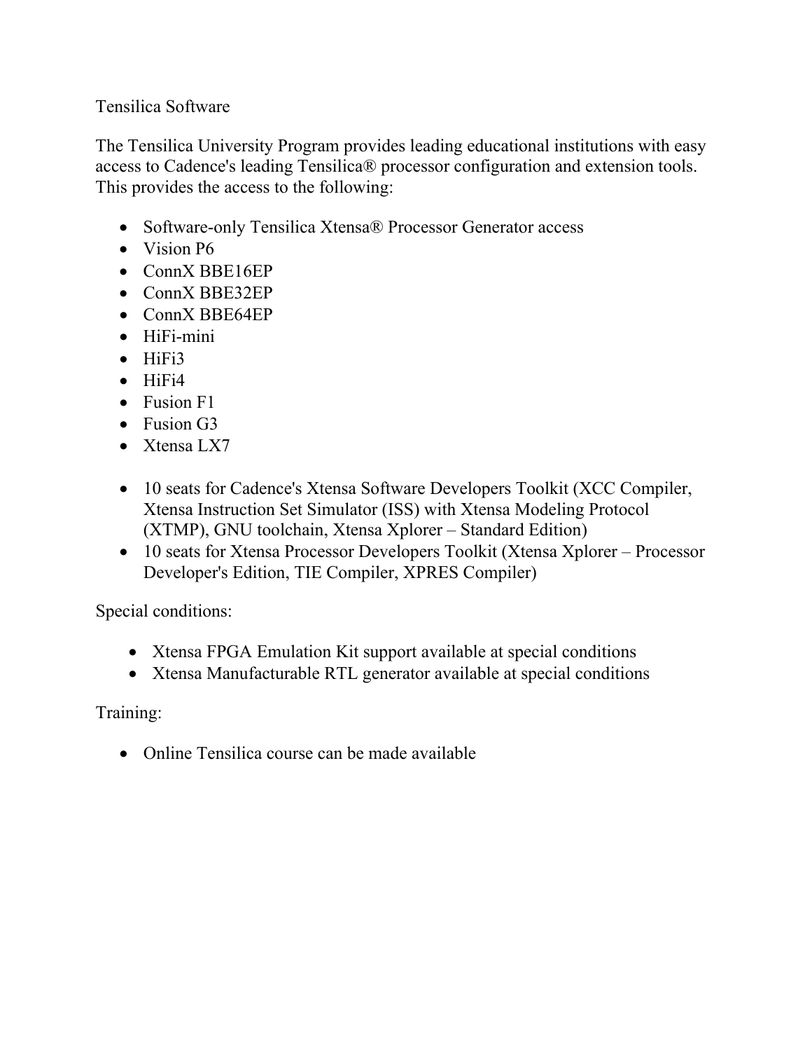# Tensilica Software

The Tensilica University Program provides leading educational institutions with easy access to Cadence's leading Tensilica® processor configuration and extension tools. This provides the access to the following:

- Software-only Tensilica Xtensa® Processor Generator access
- Vision P6
- ConnX BBE16EP
- ConnX BBE32EP
- ConnX BBE64EP
- HiFi-mini
- HiFi3
- HiFi4
- Fusion F1
- Fusion G3
- Xtensa LX7

- 10 seats for Cadence's Xtensa Software Developers Toolkit (XCC Compiler, Xtensa Instruction Set Simulator (ISS) with Xtensa Modeling Protocol (XTMP), GNU toolchain, Xtensa Xplorer – Standard Edition)
- 10 seats for Xtensa Processor Developers Toolkit (Xtensa Xplorer – Processor Developer's Edition, TIE Compiler, XPRES Compiler)

Special conditions:

- Xtensa FPGA Emulation Kit support available at special conditions
- Xtensa Manufacturable RTL generator available at special conditions

Training:

- Online Tensilica course can be made available